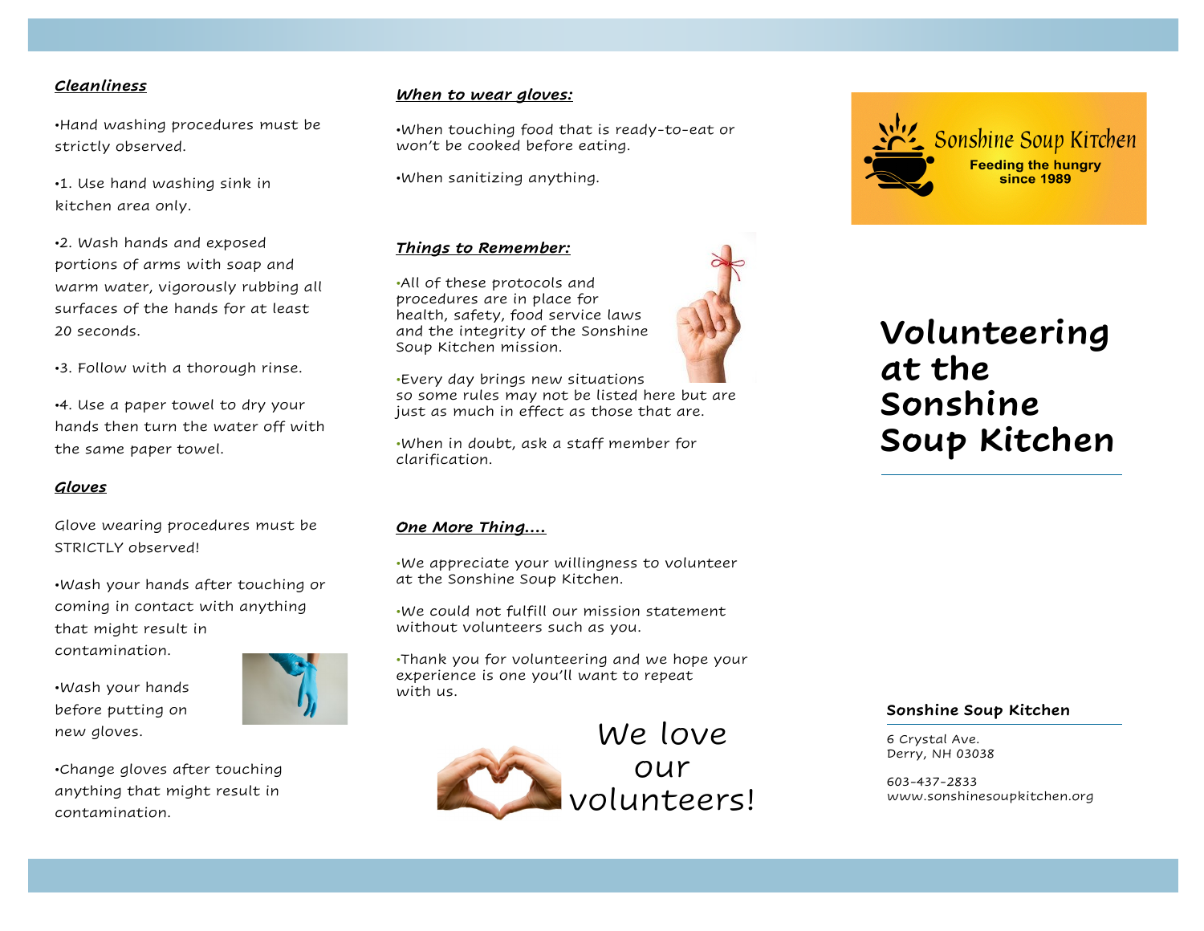### ***Cleanliness***

•Hand washing procedures must be strictly observed.

•1. Use hand washing sink in kitchen area only.

•2. Wash hands and exposed portions of arms with soap and warm water, vigorously rubbing all surfaces of the hands for at least 20 seconds.

•3. Follow with a thorough rinse.

•4. Use a paper towel to dry your hands then turn the water off with the same paper towel.

### ***Gloves***

Glove wearing procedures must be STRICTLY observed!

•Wash your hands after touching or coming in contact with anything that might result in contamination.

•Wash your hands before putting on new gloves.

•Change gloves after touching anything that might result in contamination.

### ***When to wear gloves:***

•When touching food that is ready-to-eat or won't be cooked before eating.

•When sanitizing anything.

### ***Things to Remember:***

•All of these protocols and procedures are in place for health, safety, food service laws and the integrity of the Sonshine Soup Kitchen mission.

•Every day brings new situations so some rules may not be listed here but are just as much in effect as those that are.

•When in doubt, ask a staff member for clarification.

### ***One More Thing....***

•We appreciate your willingness to volunteer at the Sonshine Soup Kitchen.

•We could not fulfill our mission statement without volunteers such as you.

•Thank you for volunteering and we hope your experience is one you'll want to repeat with us.

We love our volunteers!

Sonshine Soup Kitchen
Feeding the hungry since 1989

# Volunteering at the Sonshine Soup Kitchen

**Sonshine Soup Kitchen**

6 Crystal Ave.
Derry, NH 03038

603-437-2833
www.sonshinesoupkitchen.org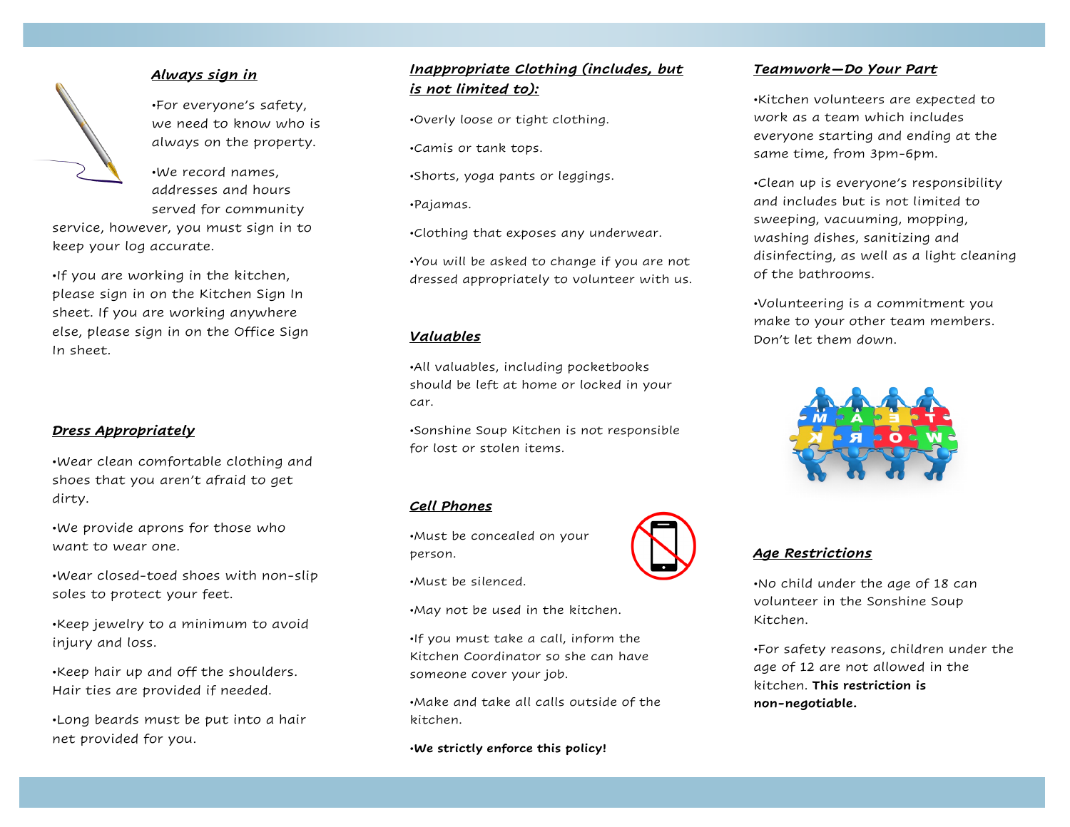## ***Always sign in***

•For everyone's safety, we need to know who is always on the property.

•We record names, addresses and hours served for community service, however, you must sign in to keep your log accurate.

•If you are working in the kitchen, please sign in on the Kitchen Sign In sheet. If you are working anywhere else, please sign in on the Office Sign In sheet.

## ***Dress Appropriately***

•Wear clean comfortable clothing and shoes that you aren't afraid to get dirty.

•We provide aprons for those who want to wear one.

•Wear closed-toed shoes with non-slip soles to protect your feet.

•Keep jewelry to a minimum to avoid injury and loss.

•Keep hair up and off the shoulders. Hair ties are provided if needed.

•Long beards must be put into a hair net provided for you.

## ***Inappropriate Clothing (includes, but is not limited to):***

•Overly loose or tight clothing.

•Camis or tank tops.

•Shorts, yoga pants or leggings.

•Pajamas.

•Clothing that exposes any underwear.

•You will be asked to change if you are not dressed appropriately to volunteer with us.

## ***Valuables***

•All valuables, including pocketbooks should be left at home or locked in your car.

•Sonshine Soup Kitchen is not responsible for lost or stolen items.

## ***Cell Phones***

•Must be concealed on your person.

•Must be silenced.

•May not be used in the kitchen.

•If you must take a call, inform the Kitchen Coordinator so she can have someone cover your job.

•Make and take all calls outside of the kitchen.

•**We strictly enforce this policy!**

## ***Teamwork—Do Your Part***

•Kitchen volunteers are expected to work as a team which includes everyone starting and ending at the same time, from 3pm-6pm.

•Clean up is everyone's responsibility and includes but is not limited to sweeping, vacuuming, mopping, washing dishes, sanitizing and disinfecting, as well as a light cleaning of the bathrooms.

•Volunteering is a commitment you make to your other team members. Don't let them down.

## ***Age Restrictions***

•No child under the age of 18 can volunteer in the Sonshine Soup Kitchen.

•For safety reasons, children under the age of 12 are not allowed in the kitchen. **This restriction is non-negotiable.**